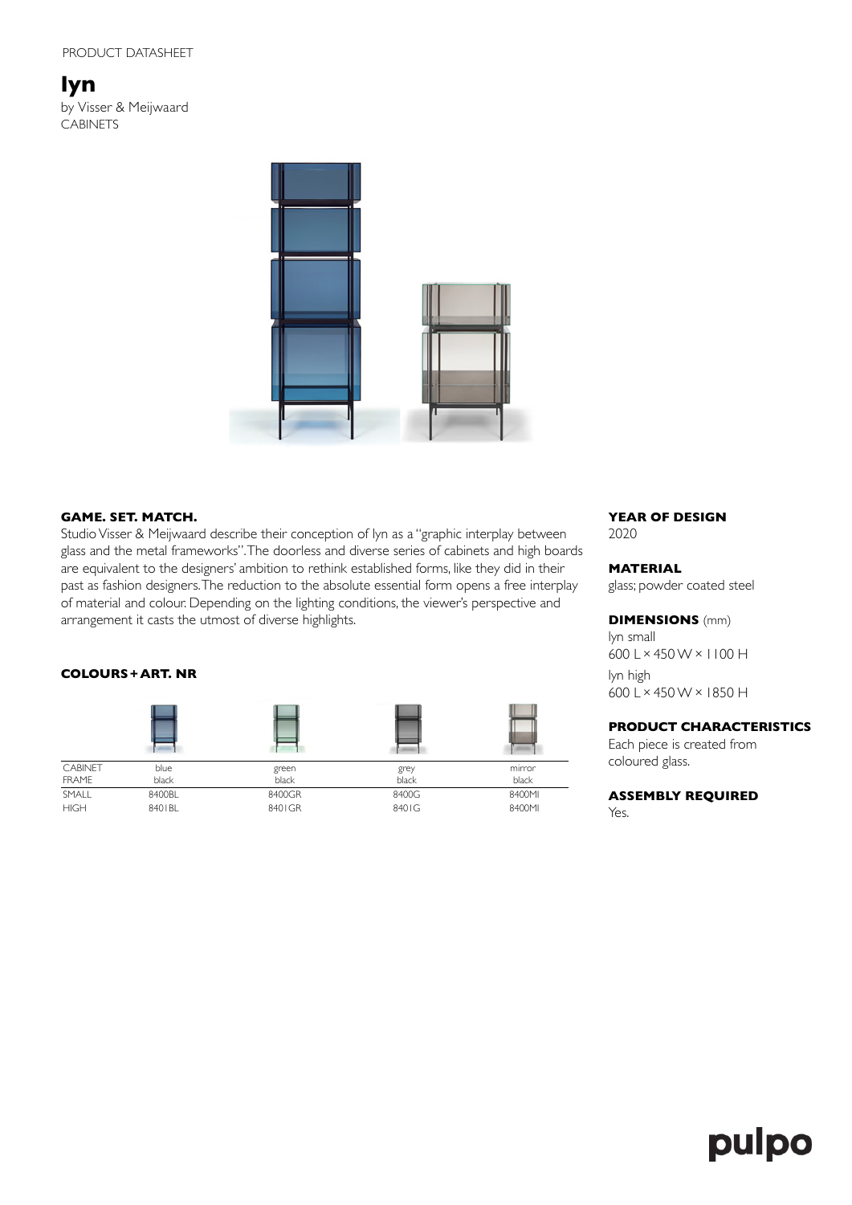PRODUCT DATASHEET

# lyn

by Visser & Meijwaard
CABINETS

### GAME. SET. MATCH.

Studio Visser & Meijwaard describe their conception of lyn as a "graphic interplay between glass and the metal frameworks". The doorless and diverse series of cabinets and high boards are equivalent to the designers' ambition to rethink established forms, like they did in their past as fashion designers. The reduction to the absolute essential form opens a free interplay of material and colour. Depending on the lighting conditions, the viewer's perspective and arrangement it casts the utmost of diverse highlights.

### COLOURS + ART. NR

| CABINET | blue | green | grey | mirror |
|---|---|---|---|---|
| FRAME | black | black | black | black |
| SMALL | 8400BL | 8400GR | 8400G | 8400MI |
| HIGH | 8401BL | 8401GR | 8401G | 8400MI |

### YEAR OF DESIGN

2020

### MATERIAL

glass; powder coated steel

### DIMENSIONS (mm)

lyn small
600 L × 450 W × 1100 H

lyn high
600 L × 450 W × 1850 H

### PRODUCT CHARACTERISTICS

Each piece is created from coloured glass.

### ASSEMBLY REQUIRED

Yes.

pulpo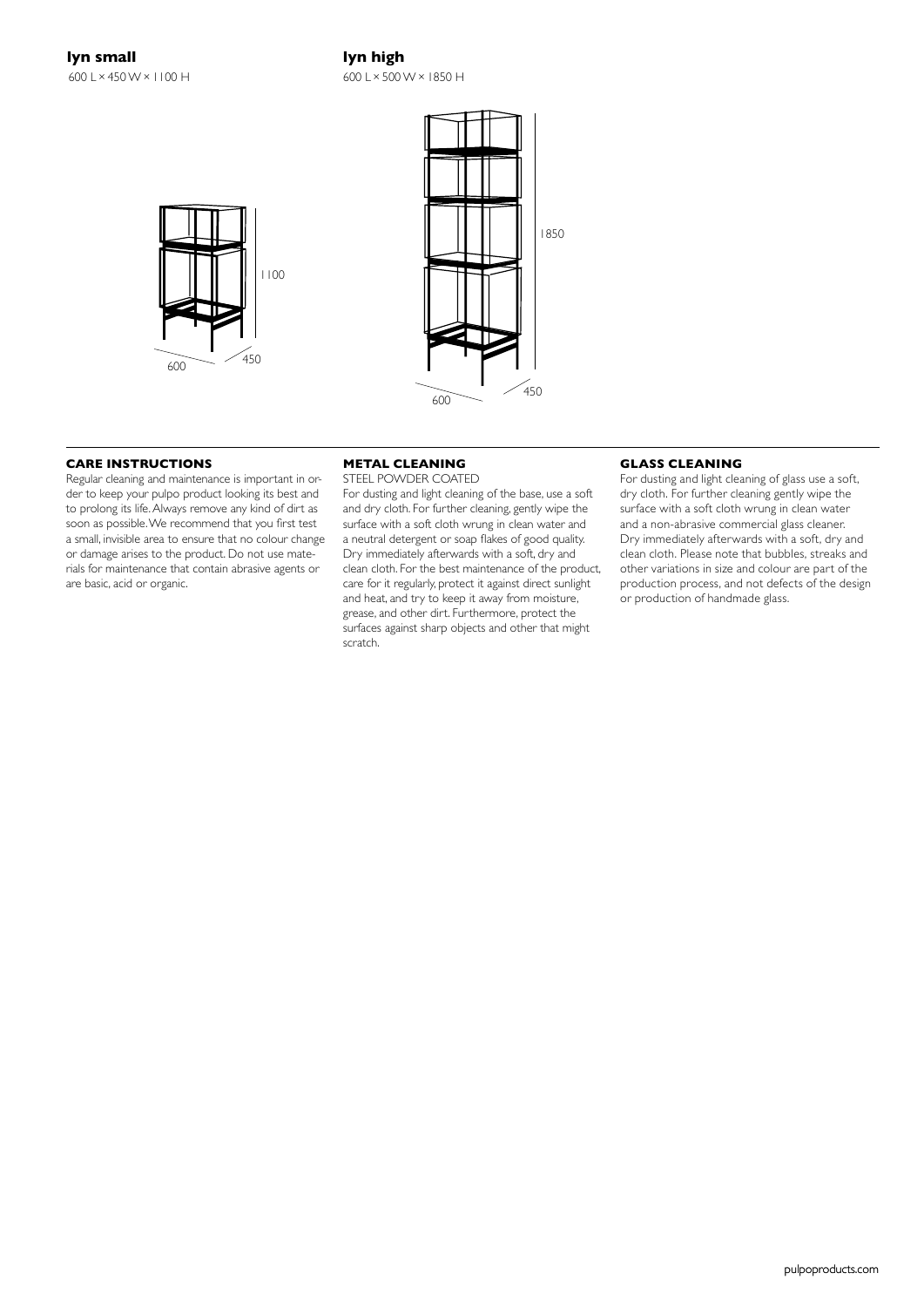**lyn small**

600 L × 450 W × 1100 H

**lyn high**

600 L × 500 W × 1850 H

1100

600

450

1850

600

450

### CARE INSTRUCTIONS

Regular cleaning and maintenance is important in order to keep your pulpo product looking its best and to prolong its life. Always remove any kind of dirt as soon as possible. We recommend that you first test a small, invisible area to ensure that no colour change or damage arises to the product. Do not use materials for maintenance that contain abrasive agents or are basic, acid or organic.

### METAL CLEANING

STEEL POWDER COATED

For dusting and light cleaning of the base, use a soft and dry cloth. For further cleaning, gently wipe the surface with a soft cloth wrung in clean water and a neutral detergent or soap flakes of good quality. Dry immediately afterwards with a soft, dry and clean cloth. For the best maintenance of the product, care for it regularly, protect it against direct sunlight and heat, and try to keep it away from moisture, grease, and other dirt. Furthermore, protect the surfaces against sharp objects and other that might scratch.

### GLASS CLEANING

For dusting and light cleaning of glass use a soft, dry cloth. For further cleaning gently wipe the surface with a soft cloth wrung in clean water and a non-abrasive commercial glass cleaner. Dry immediately afterwards with a soft, dry and clean cloth. Please note that bubbles, streaks and other variations in size and colour are part of the production process, and not defects of the design or production of handmade glass.

pulpoproducts.com